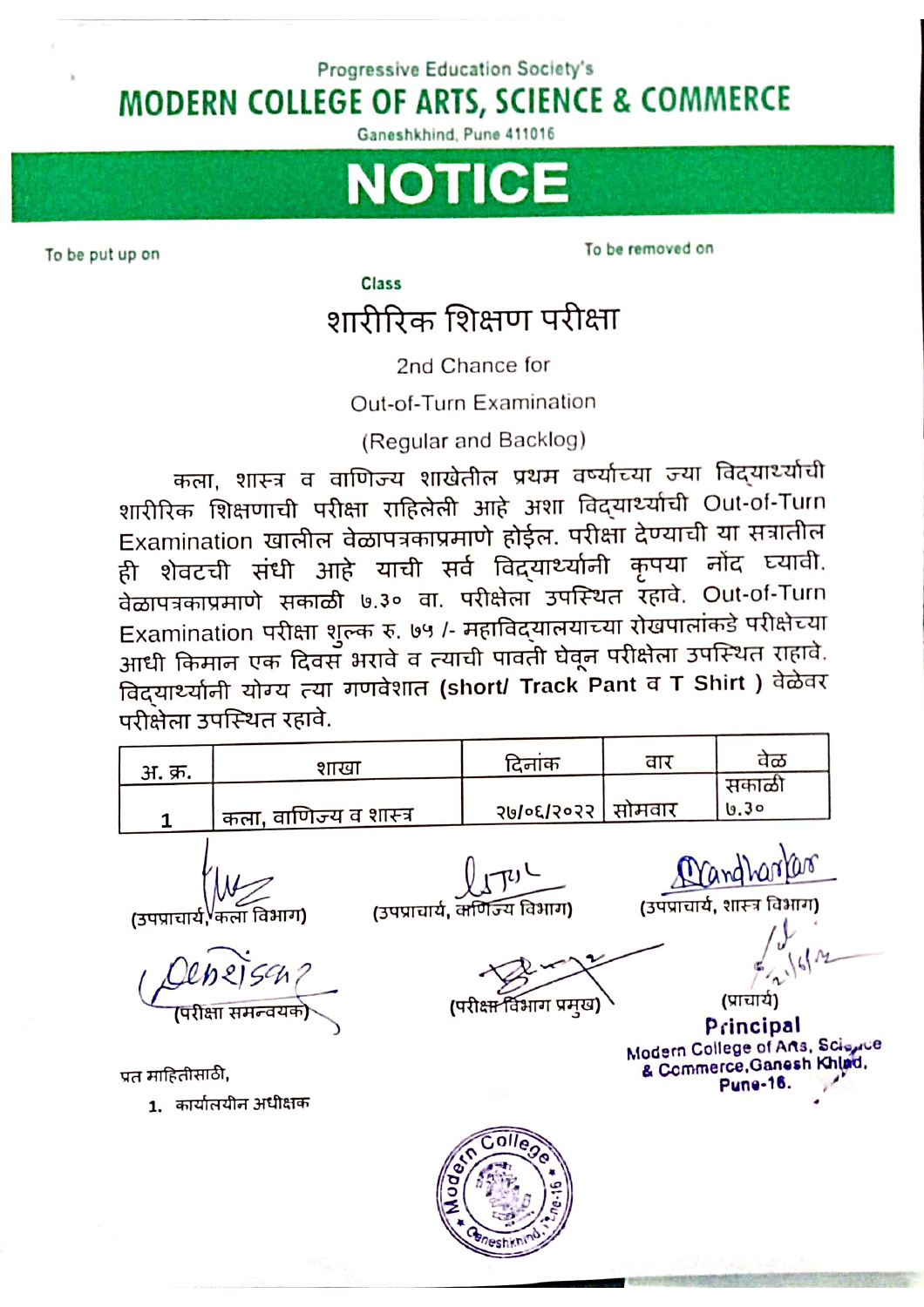Progressive Education Society's

# MODERN COLLEGE OF ARTS, SCIENCE & COMMERCE

Ganeshkhind, Pune 411016

# NOTICE

To be put up on

To be removed on

Class

## शारीरिक शिक्षण परीक्षा

2nd Chance for

Out-of-Turn Examination

(Regular and Backlog)

कला, शास्त्र व वाणिज्य शाखेतील प्रथम वर्षाच्या ज्या विद्यार्थ्यांची शारीरिक शिक्षणाची परीक्षा राहिलेली आहे अशा विद्यार्थ्यांची Out-of-Turn Examination खालील वेळापत्रकाप्रमाणे होईल. परीक्षा देण्याची या सत्रातील ही शेवटची संधी आहे याची सर्व विद्यार्थ्यांनी कृपया नोंद घ्यावी. वेळापत्रकाप्रमाणे सकाळी ७.३० वा. परीक्षेला उपस्थित रहावे. Out-of-Turn Examination परीक्षा शुल्क रु. ७५ /- महाविद्यालयाच्या रोखपालांकडे परीक्षेच्या आधी किमान एक दिवस भरावे व त्याची पावती घेवून परीक्षेला उपस्थित राहावे. विद्यार्थ्यांनी योग्य त्या गणवेशात **(short/ Track Pant व T Shirt )** वेळेवर परीक्षेला उपस्थित रहावे.

| अ. क्र. | शाखा | दिनांक | वार | वेळ |
|---|---|---|---|---|
| 1 | कला, वाणिज्य व शास्त्र | २७/०६/२०२२ | सोमवार | सकाळी ७.३० |

(उपप्राचार्य, कला विभाग) (उपप्राचार्य, वाणिज्य विभाग) (उपप्राचार्य, शास्त्र विभाग)

(परीक्षा समन्वयक) (परीक्षा विभाग प्रमुख) (प्राचार्य)

**Principal**
**Modern College of Arts, Science & Commerce, Ganesh Khind, Pune-16.**

प्रत माहितीसाठी,

1. कार्यालयीन अधीक्षक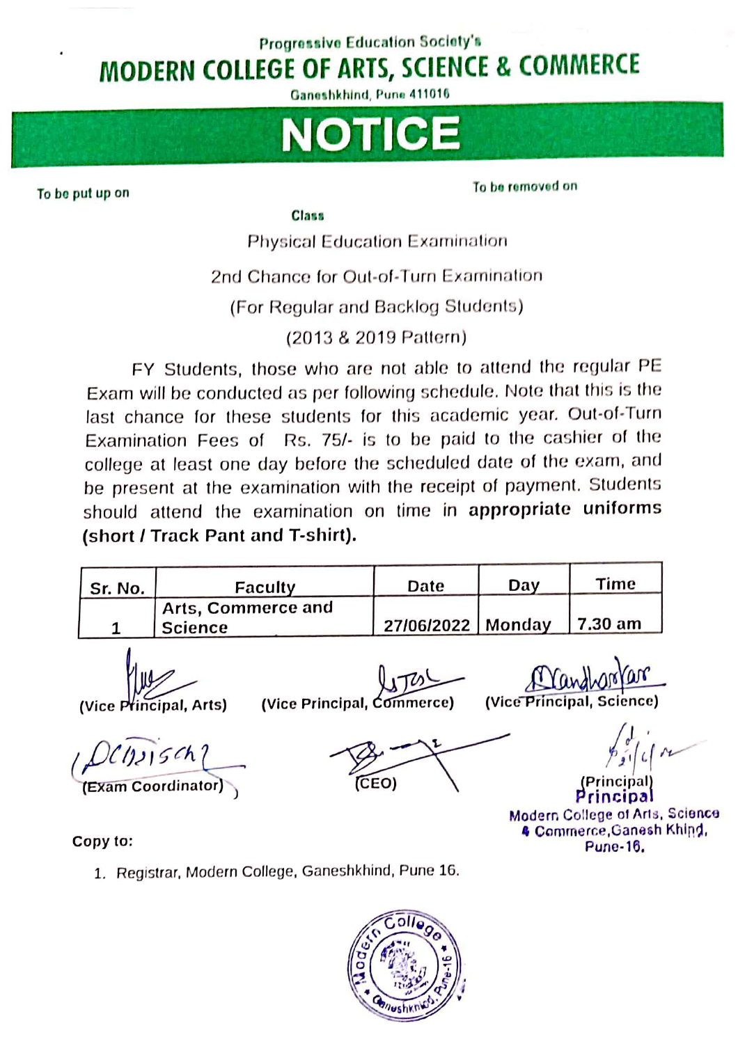Progressive Education Society's

# MODERN COLLEGE OF ARTS, SCIENCE & COMMERCE

Ganeshkhind, Pune 411016

# NOTICE

To be put up on

To be removed on

**Class**

Physical Education Examination

2nd Chance for Out-of-Turn Examination

(For Regular and Backlog Students)

(2013 & 2019 Pattern)

FY Students, those who are not able to attend the regular PE Exam will be conducted as per following schedule. Note that this is the last chance for these students for this academic year. Out-of-Turn Examination Fees of Rs. 75/- is to be paid to the cashier of the college at least one day before the scheduled date of the exam, and be present at the examination with the receipt of payment. Students should attend the examination on time in **appropriate uniforms (short / Track Pant and T-shirt).**

| Sr. No. | Faculty | Date | Day | Time |
|---|---|---|---|---|
| 1 | Arts, Commerce and Science | 27/06/2022 | Monday | 7.30 am |

(Vice Principal, Arts) (Vice Principal, Commerce) (Vice Principal, Science)

(Exam Coordinator) (CEO) (Principal)

Principal
Modern College of Arts, Science & Commerce, Ganesh Khind, Pune-16.

Copy to:

1. Registrar, Modern College, Ganeshkhind, Pune 16.